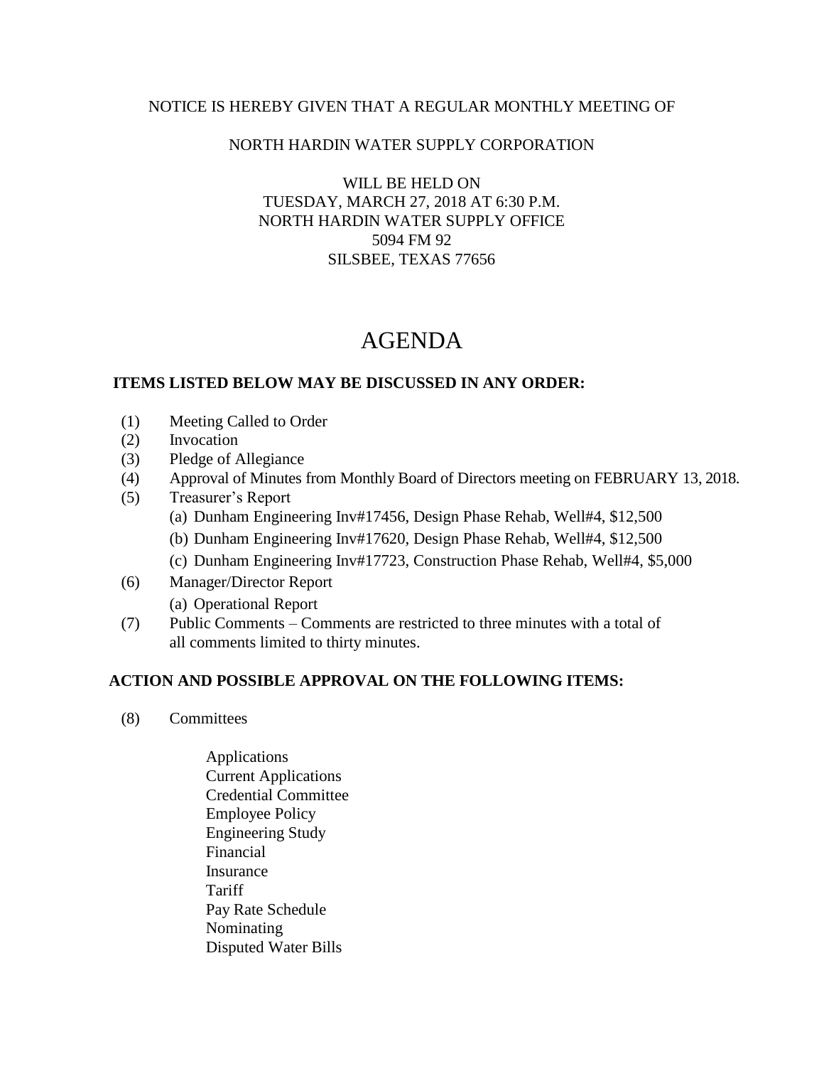NOTICE IS HEREBY GIVEN THAT A REGULAR MONTHLY MEETING OF

NORTH HARDIN WATER SUPPLY CORPORATION

WILL BE HELD ON
TUESDAY, MARCH 27, 2018 AT 6:30 P.M.
NORTH HARDIN WATER SUPPLY OFFICE
5094 FM 92
SILSBEE, TEXAS 77656

# AGENDA

**ITEMS LISTED BELOW MAY BE DISCUSSED IN ANY ORDER:**

(1) Meeting Called to Order
(2) Invocation
(3) Pledge of Allegiance
(4) Approval of Minutes from Monthly Board of Directors meeting on FEBRUARY 13, 2018.
(5) Treasurer's Report
  (a) Dunham Engineering Inv#17456, Design Phase Rehab, Well#4, $12,500
  (b) Dunham Engineering Inv#17620, Design Phase Rehab, Well#4, $12,500
  (c) Dunham Engineering Inv#17723, Construction Phase Rehab, Well#4, $5,000
(6) Manager/Director Report
  (a) Operational Report
(7) Public Comments – Comments are restricted to three minutes with a total of all comments limited to thirty minutes.

**ACTION AND POSSIBLE APPROVAL ON THE FOLLOWING ITEMS:**

(8) Committees

Applications
Current Applications
Credential Committee
Employee Policy
Engineering Study
Financial
Insurance
Tariff
Pay Rate Schedule
Nominating
Disputed Water Bills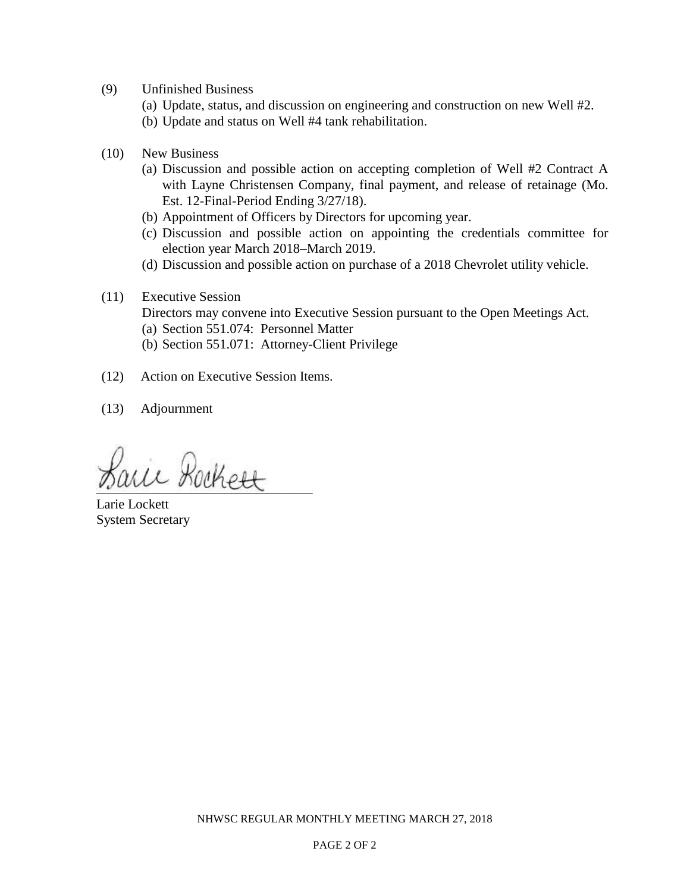(9) Unfinished Business

(a) Update, status, and discussion on engineering and construction on new Well #2.

(b) Update and status on Well #4 tank rehabilitation.

(10) New Business

(a) Discussion and possible action on accepting completion of Well #2 Contract A with Layne Christensen Company, final payment, and release of retainage (Mo. Est. 12-Final-Period Ending 3/27/18).

(b) Appointment of Officers by Directors for upcoming year.

(c) Discussion and possible action on appointing the credentials committee for election year March 2018–March 2019.

(d) Discussion and possible action on purchase of a 2018 Chevrolet utility vehicle.

(11) Executive Session

Directors may convene into Executive Session pursuant to the Open Meetings Act.

(a) Section 551.074: Personnel Matter

(b) Section 551.071: Attorney-Client Privilege

(12) Action on Executive Session Items.

(13) Adjournment

Larie Lockett
System Secretary